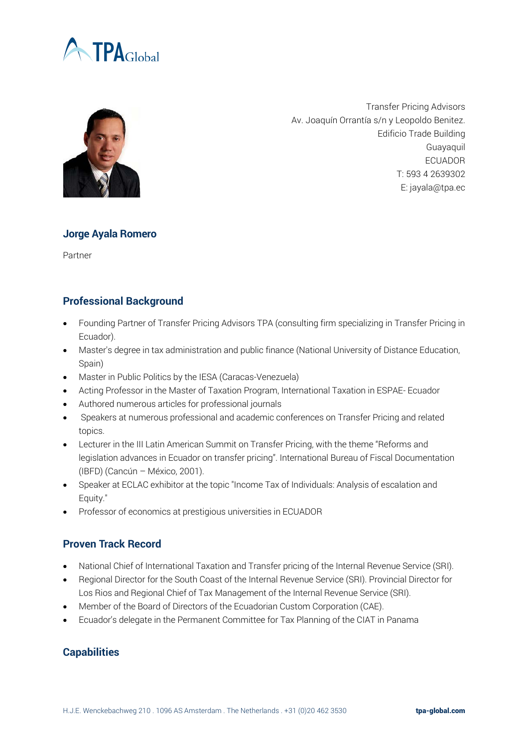Transfer Pricing Advisors
Av. Joaquín Orrantía s/n y Leopoldo Benitez.
Edificio Trade Building
Guayaquil
ECUADOR
T: 593 4 2639302
E: jayala@tpa.ec

## Jorge Ayala Romero

Partner

## Professional Background

- Founding Partner of Transfer Pricing Advisors TPA (consulting firm specializing in Transfer Pricing in Ecuador).
- Master's degree in tax administration and public finance (National University of Distance Education, Spain)
- Master in Public Politics by the IESA (Caracas-Venezuela)
- Acting Professor in the Master of Taxation Program, International Taxation in ESPAE- Ecuador
- Authored numerous articles for professional journals
- Speakers at numerous professional and academic conferences on Transfer Pricing and related topics.
- Lecturer in the III Latin American Summit on Transfer Pricing, with the theme "Reforms and legislation advances in Ecuador on transfer pricing". International Bureau of Fiscal Documentation (IBFD) (Cancún – México, 2001).
- Speaker at ECLAC exhibitor at the topic "Income Tax of Individuals: Analysis of escalation and Equity."
- Professor of economics at prestigious universities in ECUADOR

## Proven Track Record

- National Chief of International Taxation and Transfer pricing of the Internal Revenue Service (SRI).
- Regional Director for the South Coast of the Internal Revenue Service (SRI). Provincial Director for Los Rios and Regional Chief of Tax Management of the Internal Revenue Service (SRI).
- Member of the Board of Directors of the Ecuadorian Custom Corporation (CAE).
- Ecuador's delegate in the Permanent Committee for Tax Planning of the CIAT in Panama

## Capabilities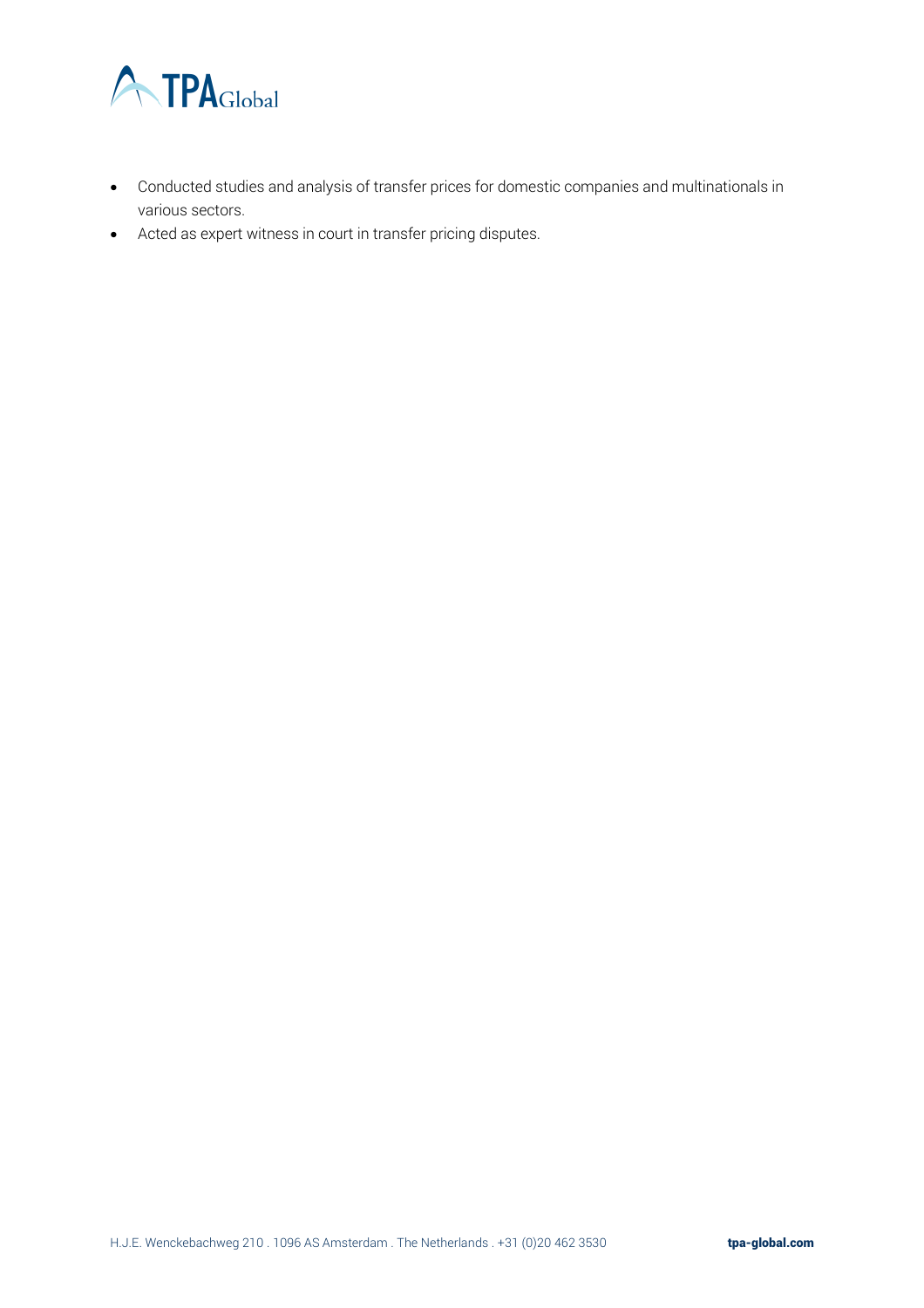- Conducted studies and analysis of transfer prices for domestic companies and multinationals in various sectors.
- Acted as expert witness in court in transfer pricing disputes.